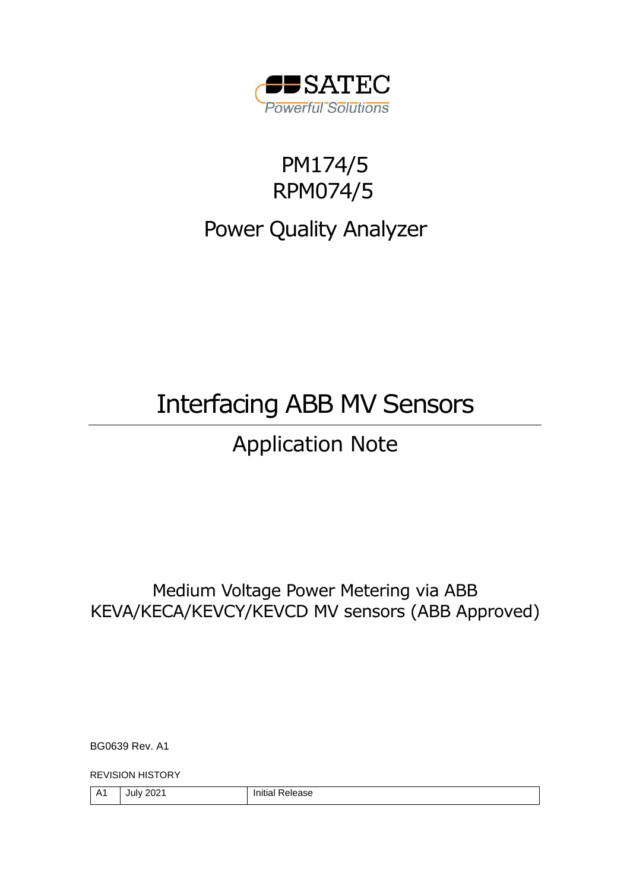SATEC

Powerful Solutions

# PM174/5
# RPM074/5

## Power Quality Analyzer

# Interfacing ABB MV Sensors

## Application Note

Medium Voltage Power Metering via ABB KEVA/KECA/KEVCY/KEVCD MV sensors (ABB Approved)

BG0639 Rev. A1

REVISION HISTORY

| A1 | July 2021 | Initial Release |
|---|---|---|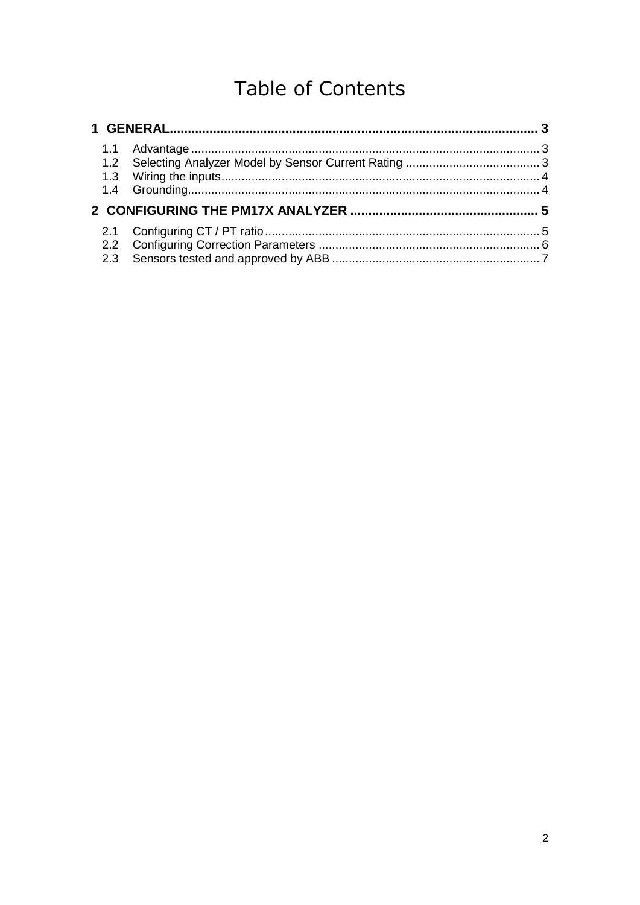# Table of Contents

**1 GENERAL ........................................................................................................ 3**

1.1 Advantage ........................................................................................................ 3
1.2 Selecting Analyzer Model by Sensor Current Rating ........................................ 3
1.3 Wiring the inputs ............................................................................................... 4
1.4 Grounding ......................................................................................................... 4

**2 CONFIGURING THE PM17X ANALYZER ................................................... 5**

2.1 Configuring CT / PT ratio .................................................................................. 5
2.2 Configuring Correction Parameters .................................................................. 6
2.3 Sensors tested and approved by ABB .............................................................. 7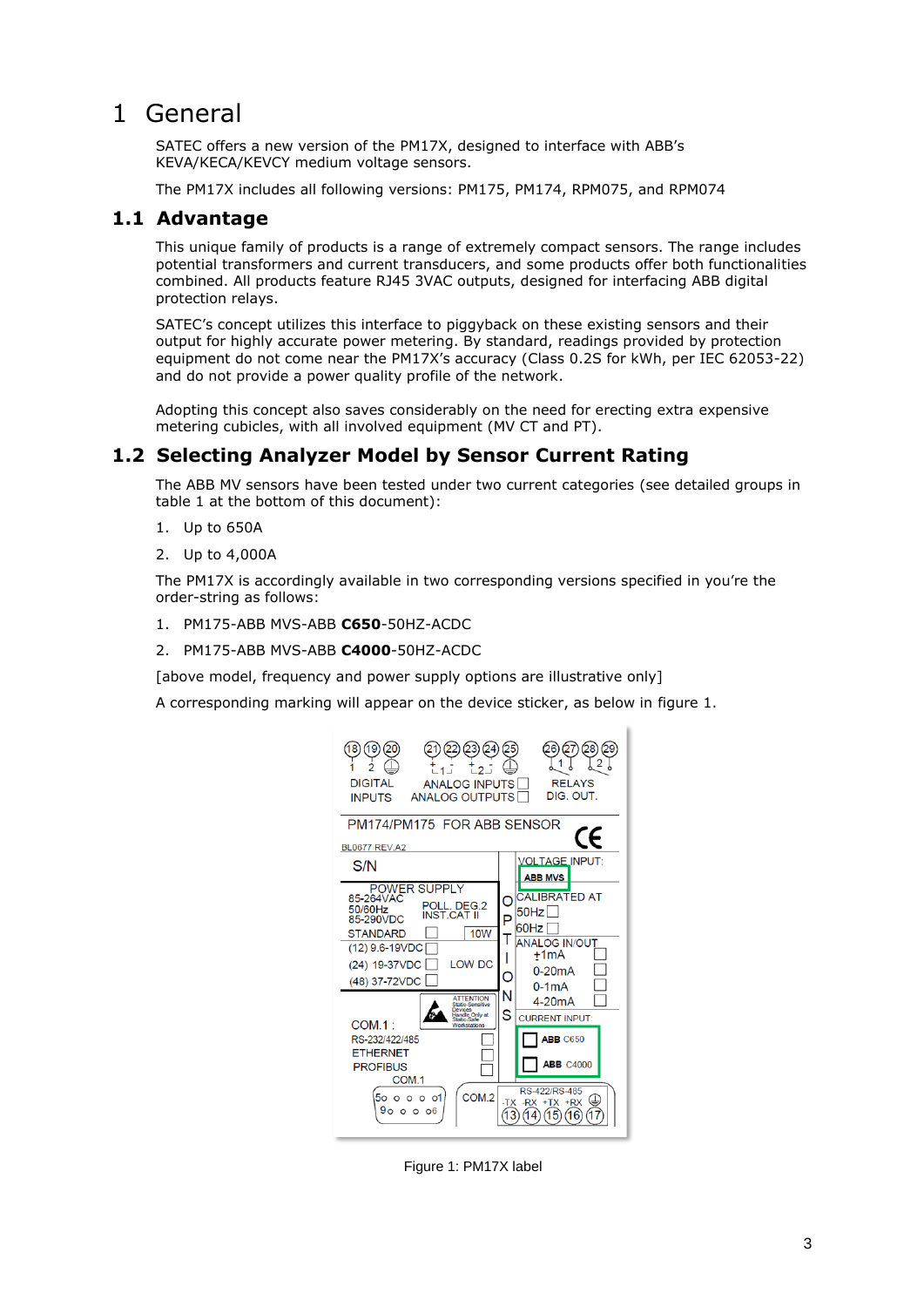# 1 General

SATEC offers a new version of the PM17X, designed to interface with ABB's KEVA/KECA/KEVCY medium voltage sensors.

The PM17X includes all following versions: PM175, PM174, RPM075, and RPM074

## 1.1 Advantage

This unique family of products is a range of extremely compact sensors. The range includes potential transformers and current transducers, and some products offer both functionalities combined. All products feature RJ45 3VAC outputs, designed for interfacing ABB digital protection relays.

SATEC's concept utilizes this interface to piggyback on these existing sensors and their output for highly accurate power metering. By standard, readings provided by protection equipment do not come near the PM17X's accuracy (Class 0.2S for kWh, per IEC 62053-22) and do not provide a power quality profile of the network.

Adopting this concept also saves considerably on the need for erecting extra expensive metering cubicles, with all involved equipment (MV CT and PT).

## 1.2 Selecting Analyzer Model by Sensor Current Rating

The ABB MV sensors have been tested under two current categories (see detailed groups in table 1 at the bottom of this document):

1. Up to 650A
2. Up to 4,000A

The PM17X is accordingly available in two corresponding versions specified in you're the order-string as follows:

1. PM175-ABB MVS-ABB **C650**-50HZ-ACDC
2. PM175-ABB MVS-ABB **C4000**-50HZ-ACDC

[above model, frequency and power supply options are illustrative only]

A corresponding marking will appear on the device sticker, as below in figure 1.

Figure 1: PM17X label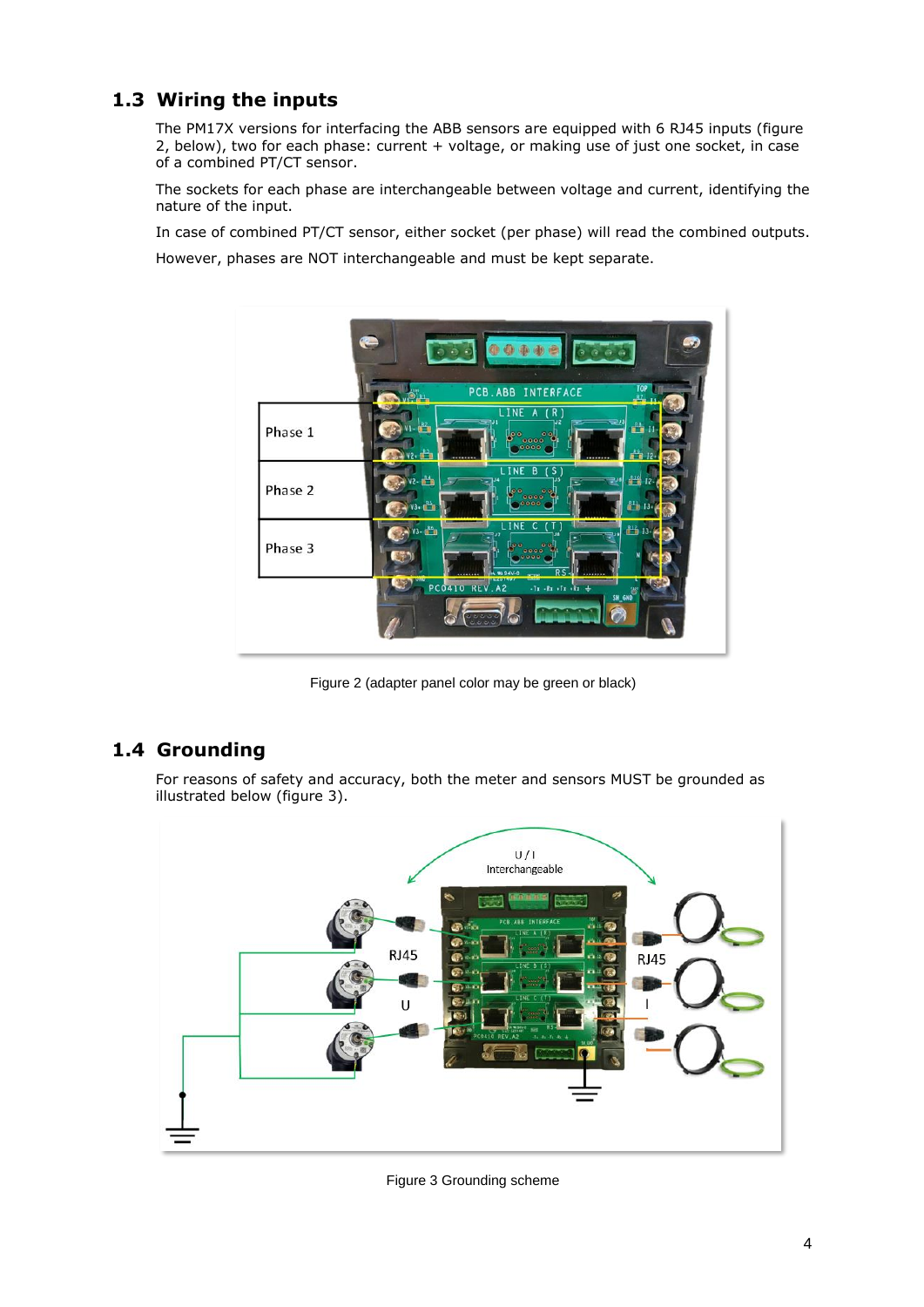## 1.3 Wiring the inputs

The PM17X versions for interfacing the ABB sensors are equipped with 6 RJ45 inputs (figure 2, below), two for each phase: current + voltage, or making use of just one socket, in case of a combined PT/CT sensor.

The sockets for each phase are interchangeable between voltage and current, identifying the nature of the input.

In case of combined PT/CT sensor, either socket (per phase) will read the combined outputs.

However, phases are NOT interchangeable and must be kept separate.

Figure 2 (adapter panel color may be green or black)

## 1.4 Grounding

For reasons of safety and accuracy, both the meter and sensors MUST be grounded as illustrated below (figure 3).

Figure 3 Grounding scheme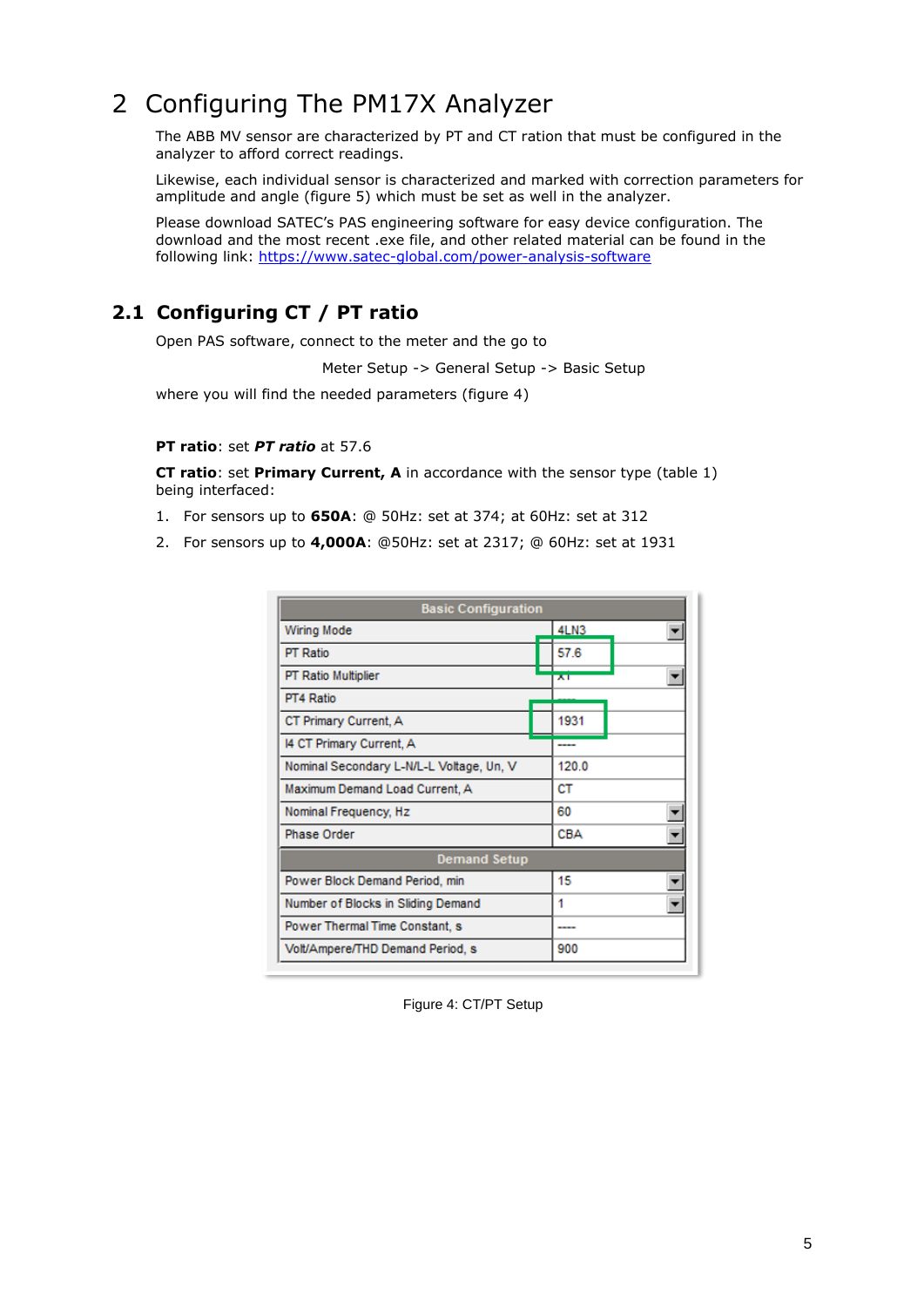# 2 Configuring The PM17X Analyzer

The ABB MV sensor are characterized by PT and CT ration that must be configured in the analyzer to afford correct readings.

Likewise, each individual sensor is characterized and marked with correction parameters for amplitude and angle (figure 5) which must be set as well in the analyzer.

Please download SATEC's PAS engineering software for easy device configuration. The download and the most recent .exe file, and other related material can be found in the following link: https://www.satec-global.com/power-analysis-software

## 2.1 Configuring CT / PT ratio

Open PAS software, connect to the meter and the go to

Meter Setup -> General Setup -> Basic Setup

where you will find the needed parameters (figure 4)

**PT ratio**: set ***PT ratio*** at 57.6

**CT ratio**: set **Primary Current, A** in accordance with the sensor type (table 1) being interfaced:

1. For sensors up to **650A**: @ 50Hz: set at 374; at 60Hz: set at 312
2. For sensors up to **4,000A**: @50Hz: set at 2317; @ 60Hz: set at 1931

| Basic Configuration | |
|---|---|
| Wiring Mode | 4LN3 |
| PT Ratio | 57.6 |
| PT Ratio Multiplier | x1 |
| PT4 Ratio | ---- |
| CT Primary Current, A | 1931 |
| I4 CT Primary Current, A | ---- |
| Nominal Secondary L-N/L-L Voltage, Un, V | 120.0 |
| Maximum Demand Load Current, A | CT |
| Nominal Frequency, Hz | 60 |
| Phase Order | CBA |
| **Demand Setup** | |
| Power Block Demand Period, min | 15 |
| Number of Blocks in Sliding Demand | 1 |
| Power Thermal Time Constant, s | ---- |
| Volt/Ampere/THD Demand Period, s | 900 |

Figure 4: CT/PT Setup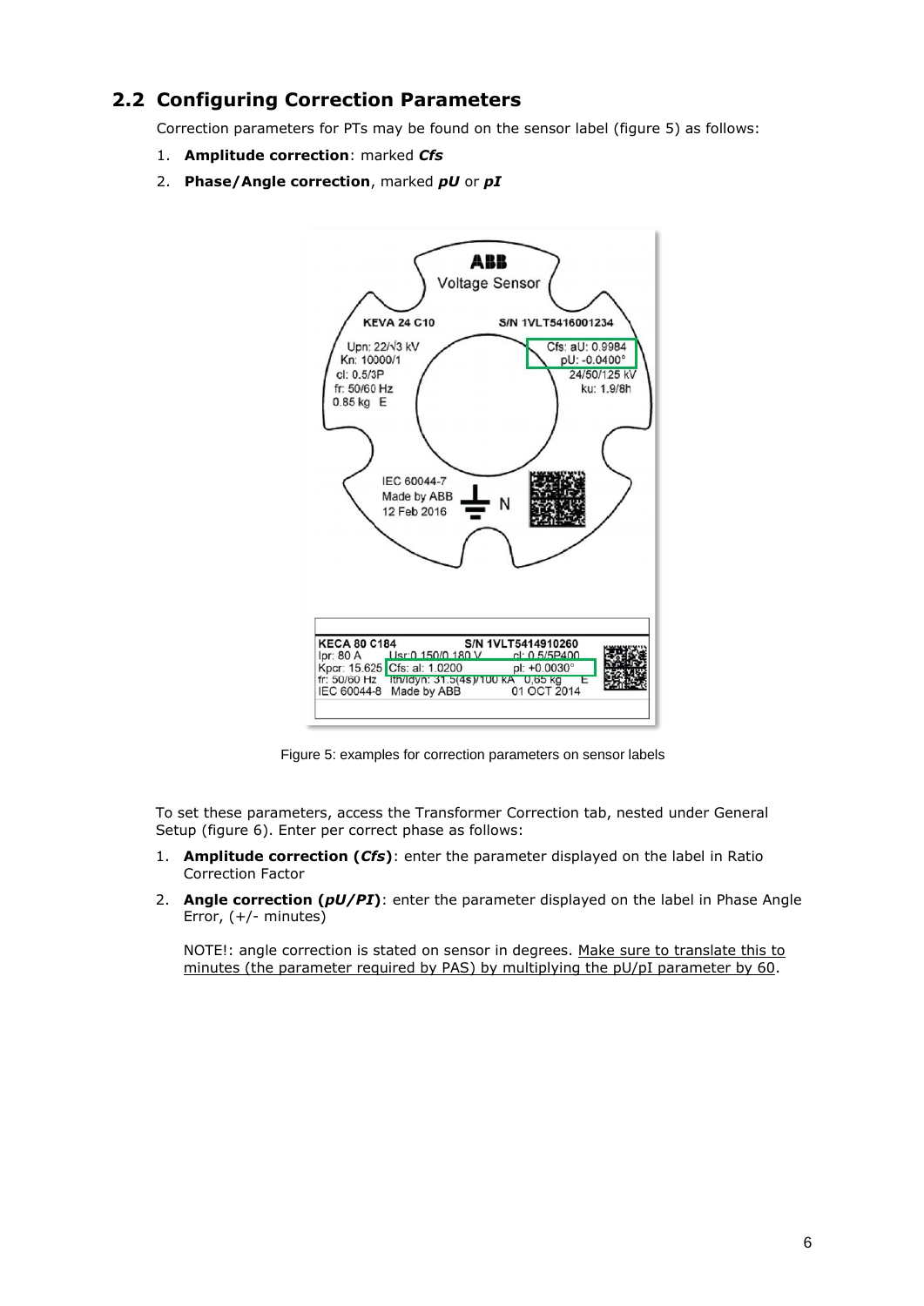## 2.2 Configuring Correction Parameters

Correction parameters for PTs may be found on the sensor label (figure 5) as follows:

1. **Amplitude correction**: marked ***Cfs***
2. **Phase/Angle correction**, marked ***pU*** or ***pI***

Figure 5: examples for correction parameters on sensor labels

To set these parameters, access the Transformer Correction tab, nested under General Setup (figure 6). Enter per correct phase as follows:

1. **Amplitude correction (*Cfs*)**: enter the parameter displayed on the label in Ratio Correction Factor
2. **Angle correction (*pU/PI*)**: enter the parameter displayed on the label in Phase Angle Error, (+/- minutes)

   NOTE!: angle correction is stated on sensor in degrees. Make sure to translate this to minutes (the parameter required by PAS) by multiplying the pU/pI parameter by 60.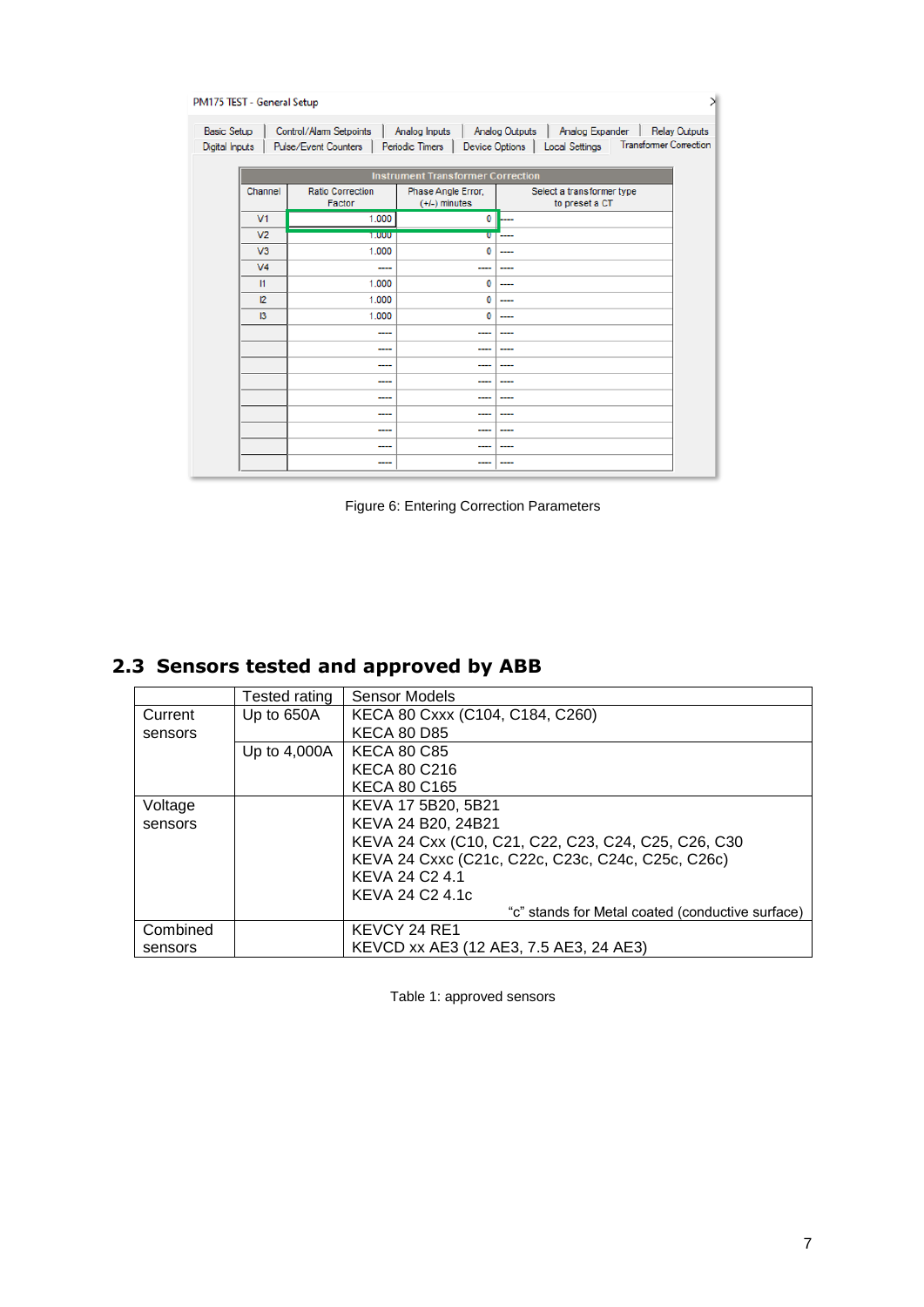PM175 TEST - General Setup

Basic Setup | Control/Alarm Setpoints | Analog Inputs | Analog Outputs | Analog Expander | Relay Outputs
Digital Inputs | Pulse/Event Counters | Periodic Timers | Device Options | Local Settings | Transformer Correction

Instrument Transformer Correction

| Channel | Ratio Correction Factor | Phase Angle Error, (+/-) minutes | Select a transformer type to preset a CT |
|---|---|---|---|
| V1 | 1.000 | 0 | ---- |
| V2 | 1.000 | 0 | ---- |
| V3 | 1.000 | 0 | ---- |
| V4 | ---- | ---- | ---- |
| I1 | 1.000 | 0 | ---- |
| I2 | 1.000 | 0 | ---- |
| I3 | 1.000 | 0 | ---- |
| | ---- | ---- | ---- |
| | ---- | ---- | ---- |
| | ---- | ---- | ---- |
| | ---- | ---- | ---- |
| | ---- | ---- | ---- |
| | ---- | ---- | ---- |
| | ---- | ---- | ---- |
| | ---- | ---- | ---- |
| | ---- | ---- | ---- |

Figure 6: Entering Correction Parameters

## 2.3 Sensors tested and approved by ABB

| | Tested rating | Sensor Models |
|---|---|---|
| Current sensors | Up to 650A | KECA 80 Cxxx (C104, C184, C260)<br>KECA 80 D85 |
| | Up to 4,000A | KECA 80 C85<br>KECA 80 C216<br>KECA 80 C165 |
| Voltage sensors | | KEVA 17 5B20, 5B21<br>KEVA 24 B20, 24B21<br>KEVA 24 Cxx (C10, C21, C22, C23, C24, C25, C26, C30<br>KEVA 24 Cxxc (C21c, C22c, C23c, C24c, C25c, C26c)<br>KEVA 24 C2 4.1<br>KEVA 24 C2 4.1c<br>"c" stands for Metal coated (conductive surface) |
| Combined sensors | | KEVCY 24 RE1<br>KEVCD xx AE3 (12 AE3, 7.5 AE3, 24 AE3) |

Table 1: approved sensors